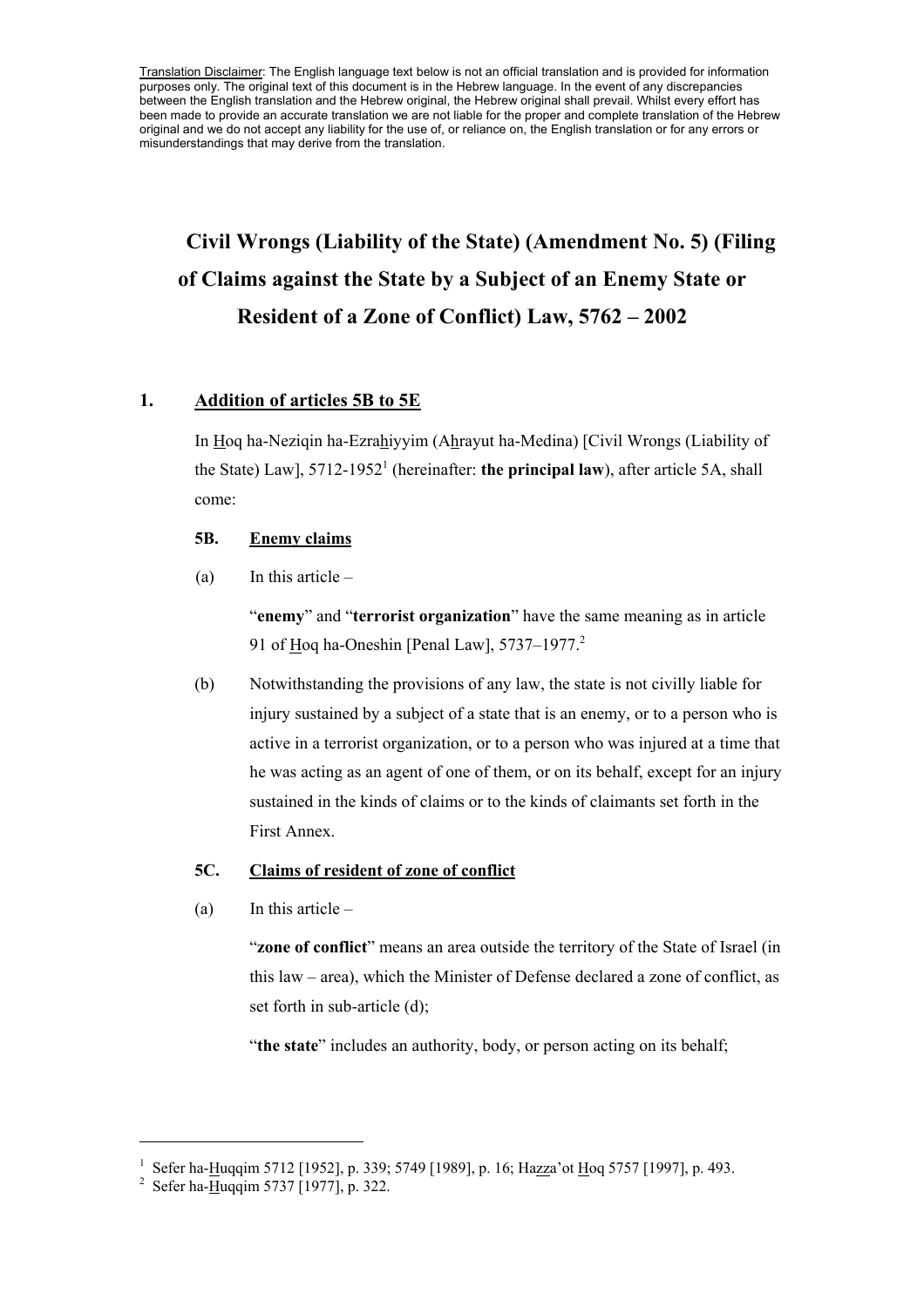Translation Disclaimer: The English language text below is not an official translation and is provided for information purposes only. The original text of this document is in the Hebrew language. In the event of any discrepancies between the English translation and the Hebrew original, the Hebrew original shall prevail. Whilst every effort has been made to provide an accurate translation we are not liable for the proper and complete translation of the Hebrew original and we do not accept any liability for the use of, or reliance on, the English translation or for any errors or misunderstandings that may derive from the translation.

# Civil Wrongs (Liability of the State) (Amendment No. 5) (Filing of Claims against the State by a Subject of an Enemy State or Resident of a Zone of Conflict) Law, 5762 – 2002

## 1. Addition of articles 5B to 5E

In Hoq ha-Neziqin ha-Ezrahiyyim (Ahrayut ha-Medina) [Civil Wrongs (Liability of the State) Law], 5712-1952[1] (hereinafter: **the principal law**), after article 5A, shall come:

### 5B. Enemy claims

(a) In this article –

"**enemy**" and "**terrorist organization**" have the same meaning as in article 91 of Hoq ha-Oneshin [Penal Law], 5737–1977.[2]

(b) Notwithstanding the provisions of any law, the state is not civilly liable for injury sustained by a subject of a state that is an enemy, or to a person who is active in a terrorist organization, or to a person who was injured at a time that he was acting as an agent of one of them, or on its behalf, except for an injury sustained in the kinds of claims or to the kinds of claimants set forth in the First Annex.

### 5C. Claims of resident of zone of conflict

(a) In this article –

"**zone of conflict**" means an area outside the territory of the State of Israel (in this law – area), which the Minister of Defense declared a zone of conflict, as set forth in sub-article (d);

"**the state**" includes an authority, body, or person acting on its behalf;

---

[1] Sefer ha-Huqqim 5712 [1952], p. 339; 5749 [1989], p. 16; Hazza'ot Hoq 5757 [1997], p. 493.

[2] Sefer ha-Huqqim 5737 [1977], p. 322.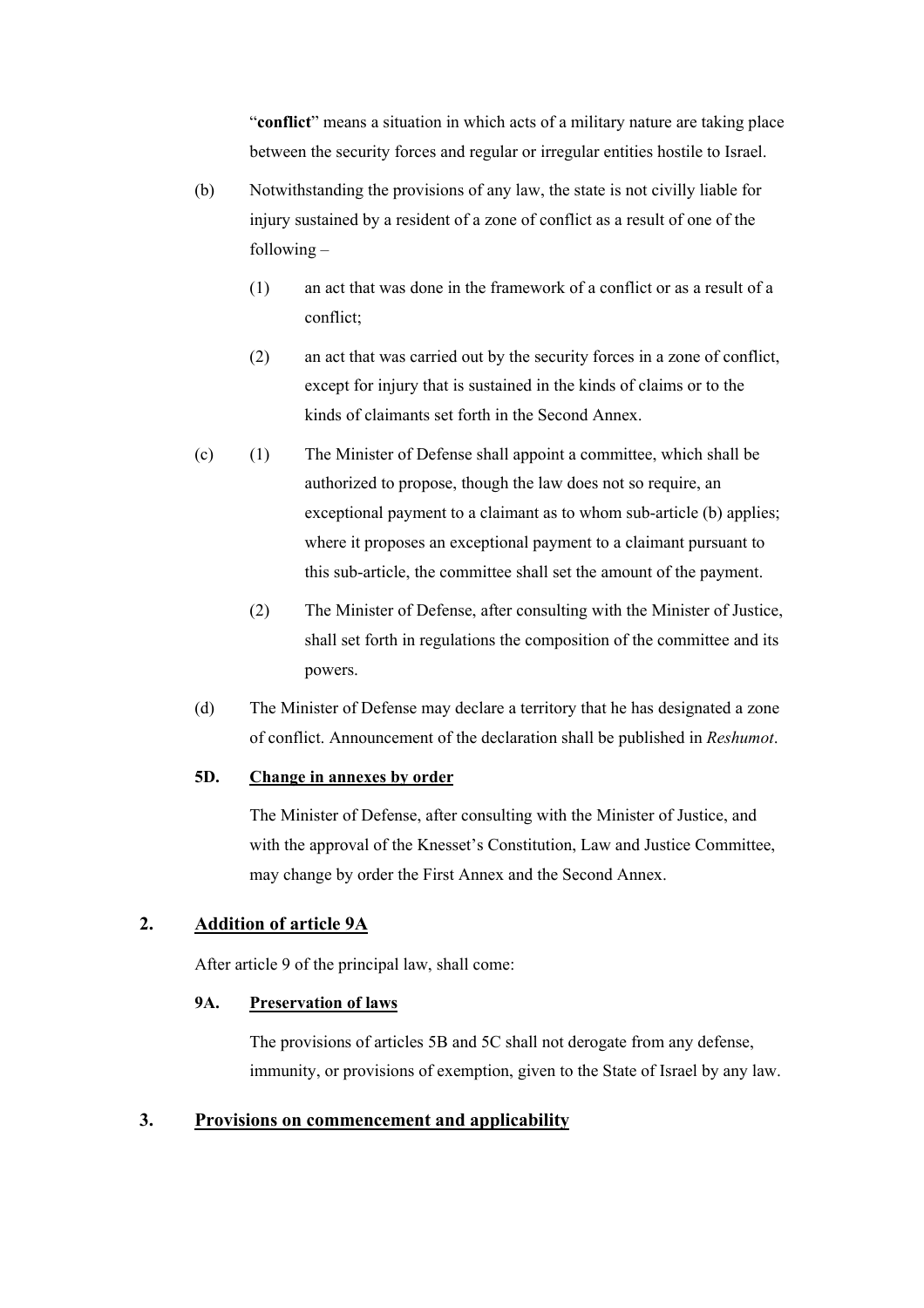"**conflict**" means a situation in which acts of a military nature are taking place between the security forces and regular or irregular entities hostile to Israel.

(b) Notwithstanding the provisions of any law, the state is not civilly liable for injury sustained by a resident of a zone of conflict as a result of one of the following –

(1) an act that was done in the framework of a conflict or as a result of a conflict;

(2) an act that was carried out by the security forces in a zone of conflict, except for injury that is sustained in the kinds of claims or to the kinds of claimants set forth in the Second Annex.

(c) (1) The Minister of Defense shall appoint a committee, which shall be authorized to propose, though the law does not so require, an exceptional payment to a claimant as to whom sub-article (b) applies; where it proposes an exceptional payment to a claimant pursuant to this sub-article, the committee shall set the amount of the payment.

(2) The Minister of Defense, after consulting with the Minister of Justice, shall set forth in regulations the composition of the committee and its powers.

(d) The Minister of Defense may declare a territory that he has designated a zone of conflict. Announcement of the declaration shall be published in *Reshumot*.

**5D. Change in annexes by order**

The Minister of Defense, after consulting with the Minister of Justice, and with the approval of the Knesset's Constitution, Law and Justice Committee, may change by order the First Annex and the Second Annex.

## 2. Addition of article 9A

After article 9 of the principal law, shall come:

**9A. Preservation of laws**

The provisions of articles 5B and 5C shall not derogate from any defense, immunity, or provisions of exemption, given to the State of Israel by any law.

## 3. Provisions on commencement and applicability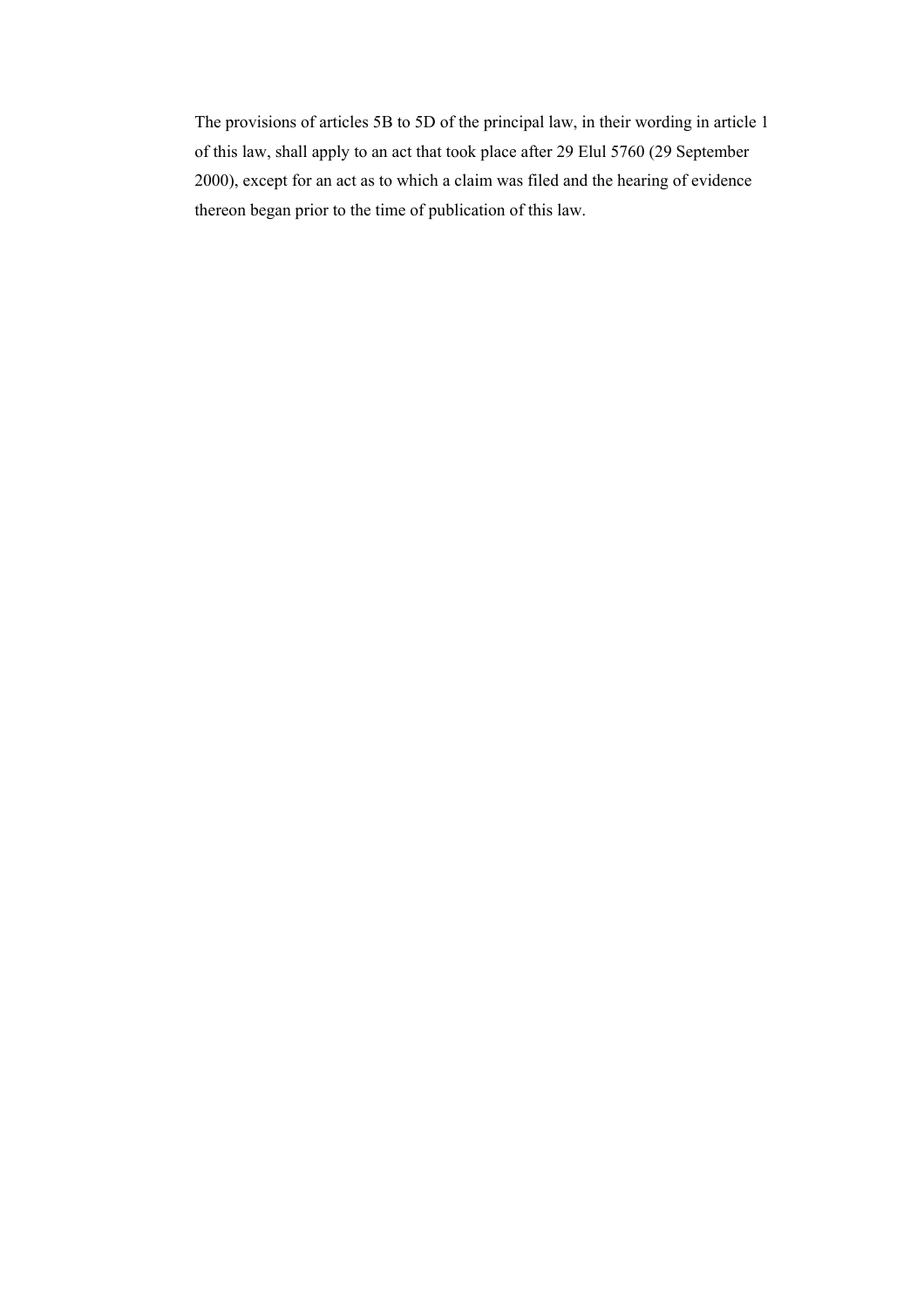The provisions of articles 5B to 5D of the principal law, in their wording in article 1 of this law, shall apply to an act that took place after 29 Elul 5760 (29 September 2000), except for an act as to which a claim was filed and the hearing of evidence thereon began prior to the time of publication of this law.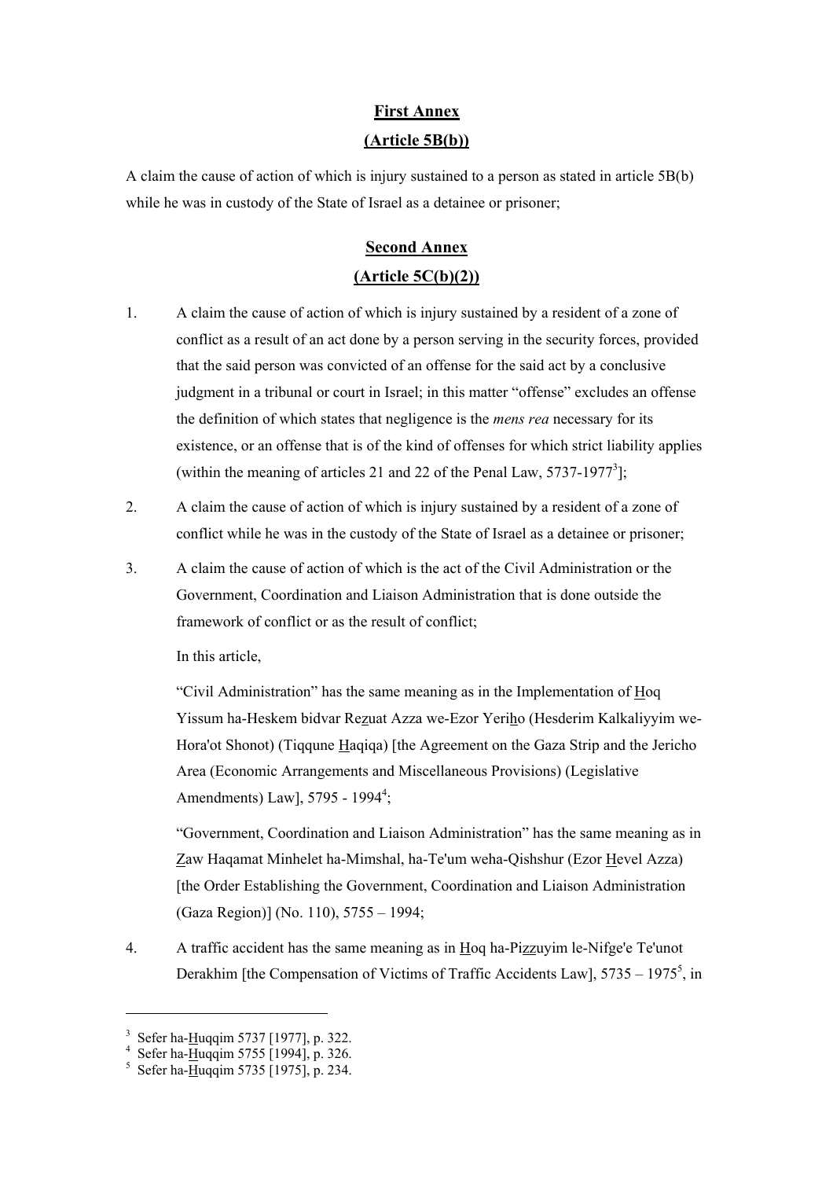## First Annex

## (Article 5B(b))

A claim the cause of action of which is injury sustained to a person as stated in article 5B(b) while he was in custody of the State of Israel as a detainee or prisoner;

## Second Annex

## (Article 5C(b)(2))

1. A claim the cause of action of which is injury sustained by a resident of a zone of conflict as a result of an act done by a person serving in the security forces, provided that the said person was convicted of an offense for the said act by a conclusive judgment in a tribunal or court in Israel; in this matter "offense" excludes an offense the definition of which states that negligence is the *mens rea* necessary for its existence, or an offense that is of the kind of offenses for which strict liability applies (within the meaning of articles 21 and 22 of the Penal Law, 5737-1977[3]];

2. A claim the cause of action of which is injury sustained by a resident of a zone of conflict while he was in the custody of the State of Israel as a detainee or prisoner;

3. A claim the cause of action of which is the act of the Civil Administration or the Government, Coordination and Liaison Administration that is done outside the framework of conflict or as the result of conflict;

   In this article,

   "Civil Administration" has the same meaning as in the Implementation of Hoq Yissum ha-Heskem bidvar Rezuat Azza we-Ezor Yeriho (Hesderim Kalkaliyyim we-Hora'ot Shonot) (Tiqqune Haqiqa) [the Agreement on the Gaza Strip and the Jericho Area (Economic Arrangements and Miscellaneous Provisions) (Legislative Amendments) Law], 5795 - 1994[4];

   "Government, Coordination and Liaison Administration" has the same meaning as in Zaw Haqamat Minhelet ha-Mimshal, ha-Te'um weha-Qishshur (Ezor Hevel Azza) [the Order Establishing the Government, Coordination and Liaison Administration (Gaza Region)] (No. 110), 5755 – 1994;

4. A traffic accident has the same meaning as in Hoq ha-Pizzuyim le-Nifge'e Te'unot Derakhim [the Compensation of Victims of Traffic Accidents Law], 5735 – 1975[5], in

---

[3] Sefer ha-Huqqim 5737 [1977], p. 322.
[4] Sefer ha-Huqqim 5755 [1994], p. 326.
[5] Sefer ha-Huqqim 5735 [1975], p. 234.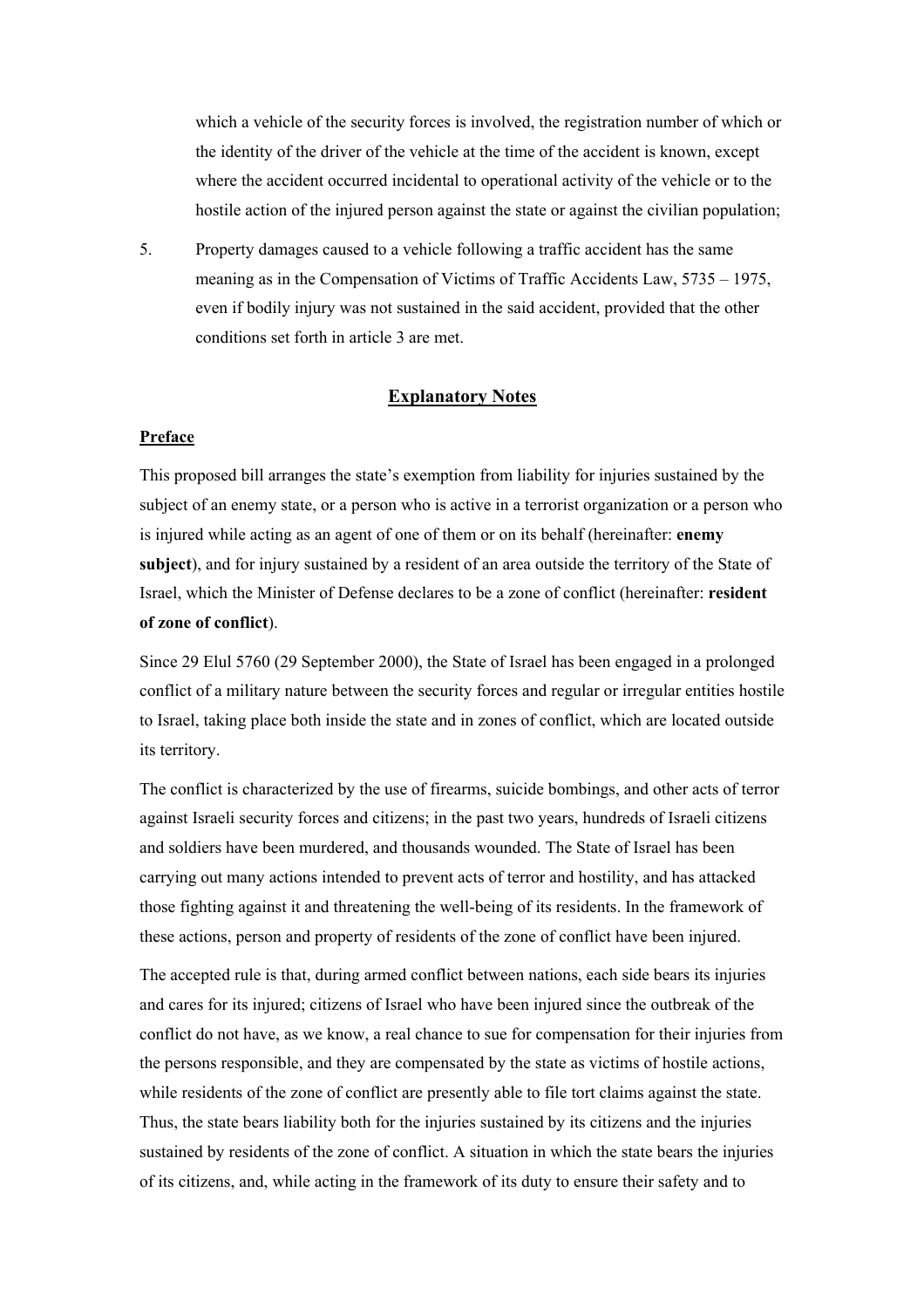which a vehicle of the security forces is involved, the registration number of which or the identity of the driver of the vehicle at the time of the accident is known, except where the accident occurred incidental to operational activity of the vehicle or to the hostile action of the injured person against the state or against the civilian population;

5. Property damages caused to a vehicle following a traffic accident has the same meaning as in the Compensation of Victims of Traffic Accidents Law, 5735 – 1975, even if bodily injury was not sustained in the said accident, provided that the other conditions set forth in article 3 are met.

## Explanatory Notes

### Preface

This proposed bill arranges the state's exemption from liability for injuries sustained by the subject of an enemy state, or a person who is active in a terrorist organization or a person who is injured while acting as an agent of one of them or on its behalf (hereinafter: **enemy subject**), and for injury sustained by a resident of an area outside the territory of the State of Israel, which the Minister of Defense declares to be a zone of conflict (hereinafter: **resident of zone of conflict**).

Since 29 Elul 5760 (29 September 2000), the State of Israel has been engaged in a prolonged conflict of a military nature between the security forces and regular or irregular entities hostile to Israel, taking place both inside the state and in zones of conflict, which are located outside its territory.

The conflict is characterized by the use of firearms, suicide bombings, and other acts of terror against Israeli security forces and citizens; in the past two years, hundreds of Israeli citizens and soldiers have been murdered, and thousands wounded. The State of Israel has been carrying out many actions intended to prevent acts of terror and hostility, and has attacked those fighting against it and threatening the well-being of its residents. In the framework of these actions, person and property of residents of the zone of conflict have been injured.

The accepted rule is that, during armed conflict between nations, each side bears its injuries and cares for its injured; citizens of Israel who have been injured since the outbreak of the conflict do not have, as we know, a real chance to sue for compensation for their injuries from the persons responsible, and they are compensated by the state as victims of hostile actions, while residents of the zone of conflict are presently able to file tort claims against the state. Thus, the state bears liability both for the injuries sustained by its citizens and the injuries sustained by residents of the zone of conflict. A situation in which the state bears the injuries of its citizens, and, while acting in the framework of its duty to ensure their safety and to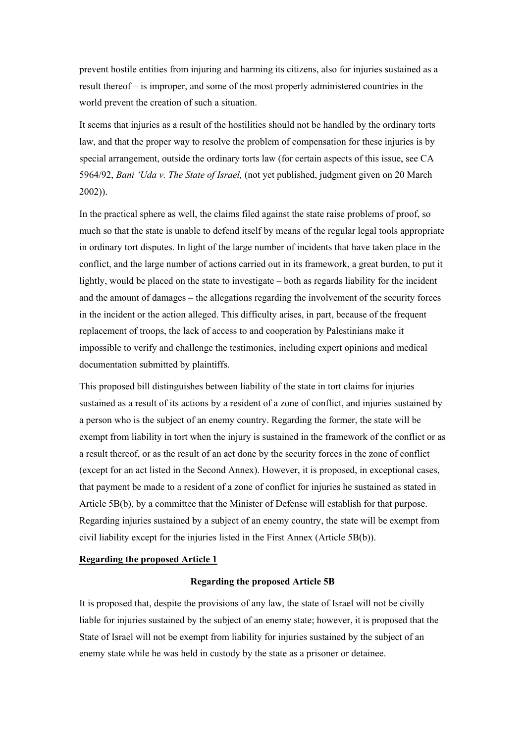prevent hostile entities from injuring and harming its citizens, also for injuries sustained as a result thereof – is improper, and some of the most properly administered countries in the world prevent the creation of such a situation.

It seems that injuries as a result of the hostilities should not be handled by the ordinary torts law, and that the proper way to resolve the problem of compensation for these injuries is by special arrangement, outside the ordinary torts law (for certain aspects of this issue, see CA 5964/92, *Bani 'Uda v. The State of Israel,* (not yet published, judgment given on 20 March 2002)).

In the practical sphere as well, the claims filed against the state raise problems of proof, so much so that the state is unable to defend itself by means of the regular legal tools appropriate in ordinary tort disputes. In light of the large number of incidents that have taken place in the conflict, and the large number of actions carried out in its framework, a great burden, to put it lightly, would be placed on the state to investigate – both as regards liability for the incident and the amount of damages – the allegations regarding the involvement of the security forces in the incident or the action alleged. This difficulty arises, in part, because of the frequent replacement of troops, the lack of access to and cooperation by Palestinians make it impossible to verify and challenge the testimonies, including expert opinions and medical documentation submitted by plaintiffs.

This proposed bill distinguishes between liability of the state in tort claims for injuries sustained as a result of its actions by a resident of a zone of conflict, and injuries sustained by a person who is the subject of an enemy country. Regarding the former, the state will be exempt from liability in tort when the injury is sustained in the framework of the conflict or as a result thereof, or as the result of an act done by the security forces in the zone of conflict (except for an act listed in the Second Annex). However, it is proposed, in exceptional cases, that payment be made to a resident of a zone of conflict for injuries he sustained as stated in Article 5B(b), by a committee that the Minister of Defense will establish for that purpose. Regarding injuries sustained by a subject of an enemy country, the state will be exempt from civil liability except for the injuries listed in the First Annex (Article 5B(b)).

**<u>Regarding the proposed Article 1</u>**

**Regarding the proposed Article 5B**

It is proposed that, despite the provisions of any law, the state of Israel will not be civilly liable for injuries sustained by the subject of an enemy state; however, it is proposed that the State of Israel will not be exempt from liability for injuries sustained by the subject of an enemy state while he was held in custody by the state as a prisoner or detainee.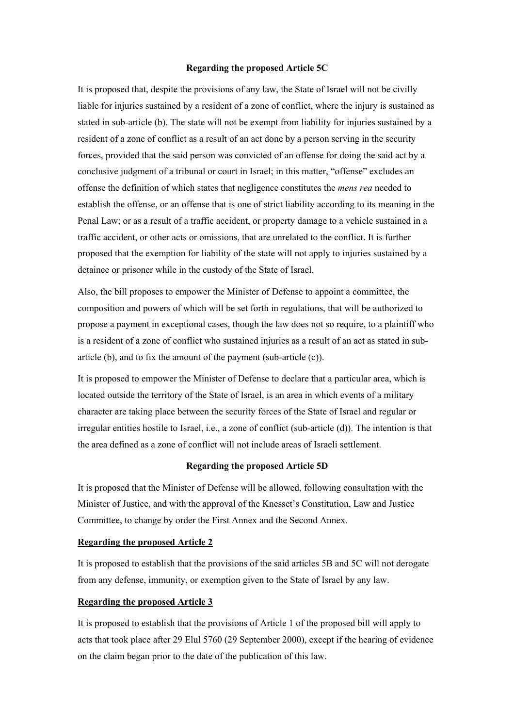**Regarding the proposed Article 5C**

It is proposed that, despite the provisions of any law, the State of Israel will not be civilly liable for injuries sustained by a resident of a zone of conflict, where the injury is sustained as stated in sub-article (b). The state will not be exempt from liability for injuries sustained by a resident of a zone of conflict as a result of an act done by a person serving in the security forces, provided that the said person was convicted of an offense for doing the said act by a conclusive judgment of a tribunal or court in Israel; in this matter, "offense" excludes an offense the definition of which states that negligence constitutes the *mens rea* needed to establish the offense, or an offense that is one of strict liability according to its meaning in the Penal Law; or as a result of a traffic accident, or property damage to a vehicle sustained in a traffic accident, or other acts or omissions, that are unrelated to the conflict. It is further proposed that the exemption for liability of the state will not apply to injuries sustained by a detainee or prisoner while in the custody of the State of Israel.

Also, the bill proposes to empower the Minister of Defense to appoint a committee, the composition and powers of which will be set forth in regulations, that will be authorized to propose a payment in exceptional cases, though the law does not so require, to a plaintiff who is a resident of a zone of conflict who sustained injuries as a result of an act as stated in sub-article (b), and to fix the amount of the payment (sub-article (c)).

It is proposed to empower the Minister of Defense to declare that a particular area, which is located outside the territory of the State of Israel, is an area in which events of a military character are taking place between the security forces of the State of Israel and regular or irregular entities hostile to Israel, i.e., a zone of conflict (sub-article (d)). The intention is that the area defined as a zone of conflict will not include areas of Israeli settlement.

**Regarding the proposed Article 5D**

It is proposed that the Minister of Defense will be allowed, following consultation with the Minister of Justice, and with the approval of the Knesset's Constitution, Law and Justice Committee, to change by order the First Annex and the Second Annex.

**<u>Regarding the proposed Article 2</u>**

It is proposed to establish that the provisions of the said articles 5B and 5C will not derogate from any defense, immunity, or exemption given to the State of Israel by any law.

**<u>Regarding the proposed Article 3</u>**

It is proposed to establish that the provisions of Article 1 of the proposed bill will apply to acts that took place after 29 Elul 5760 (29 September 2000), except if the hearing of evidence on the claim began prior to the date of the publication of this law.